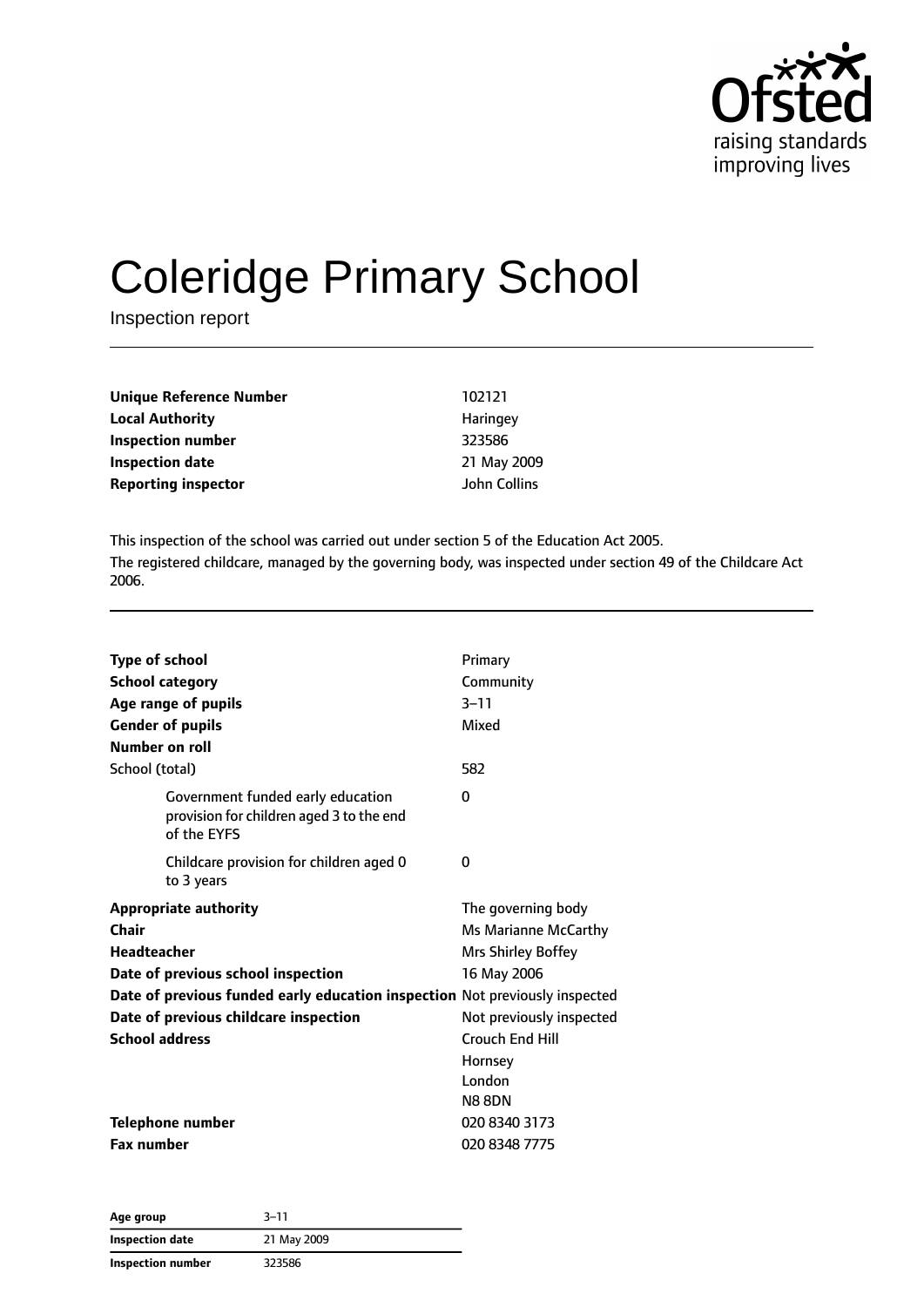# Coleridge Primary School

Inspection report

| | |
|---|---|
| **Unique Reference Number** | 102121 |
| **Local Authority** | Haringey |
| **Inspection number** | 323586 |
| **Inspection date** | 21 May 2009 |
| **Reporting inspector** | John Collins |

This inspection of the school was carried out under section 5 of the Education Act 2005.

The registered childcare, managed by the governing body, was inspected under section 49 of the Childcare Act 2006.

| | |
|---|---|
| **Type of school** | Primary |
| **School category** | Community |
| **Age range of pupils** | 3–11 |
| **Gender of pupils** | Mixed |
| **Number on roll** | |
| School (total) | 582 |
| Government funded early education provision for children aged 3 to the end of the EYFS | 0 |
| Childcare provision for children aged 0 to 3 years | 0 |
| **Appropriate authority** | The governing body |
| **Chair** | Ms Marianne McCarthy |
| **Headteacher** | Mrs Shirley Boffey |
| **Date of previous school inspection** | 16 May 2006 |
| **Date of previous funded early education inspection** | Not previously inspected |
| **Date of previous childcare inspection** | Not previously inspected |
| **School address** | Crouch End Hill<br>Hornsey<br>London<br>N8 8DN |
| **Telephone number** | 020 8340 3173 |
| **Fax number** | 020 8348 7775 |

| | |
|---|---|
| **Age group** | 3–11 |
| **Inspection date** | 21 May 2009 |
| **Inspection number** | 323586 |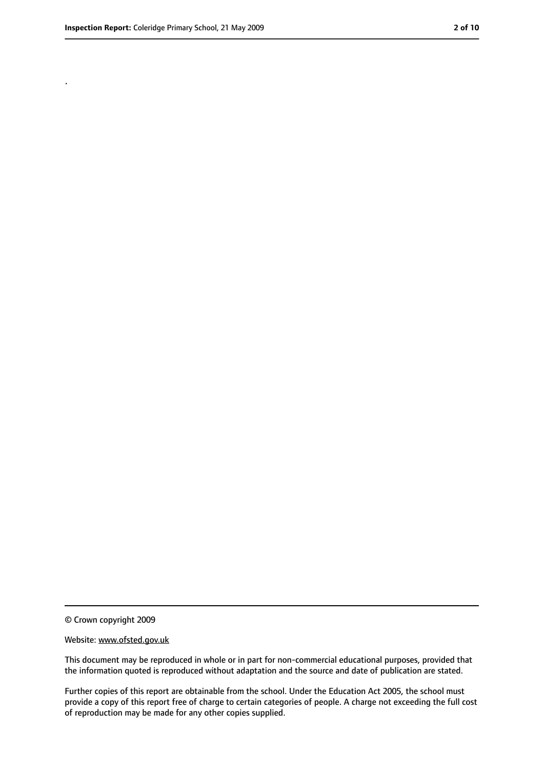.

© Crown copyright 2009

Website: www.ofsted.gov.uk

This document may be reproduced in whole or in part for non-commercial educational purposes, provided that the information quoted is reproduced without adaptation and the source and date of publication are stated.

Further copies of this report are obtainable from the school. Under the Education Act 2005, the school must provide a copy of this report free of charge to certain categories of people. A charge not exceeding the full cost of reproduction may be made for any other copies supplied.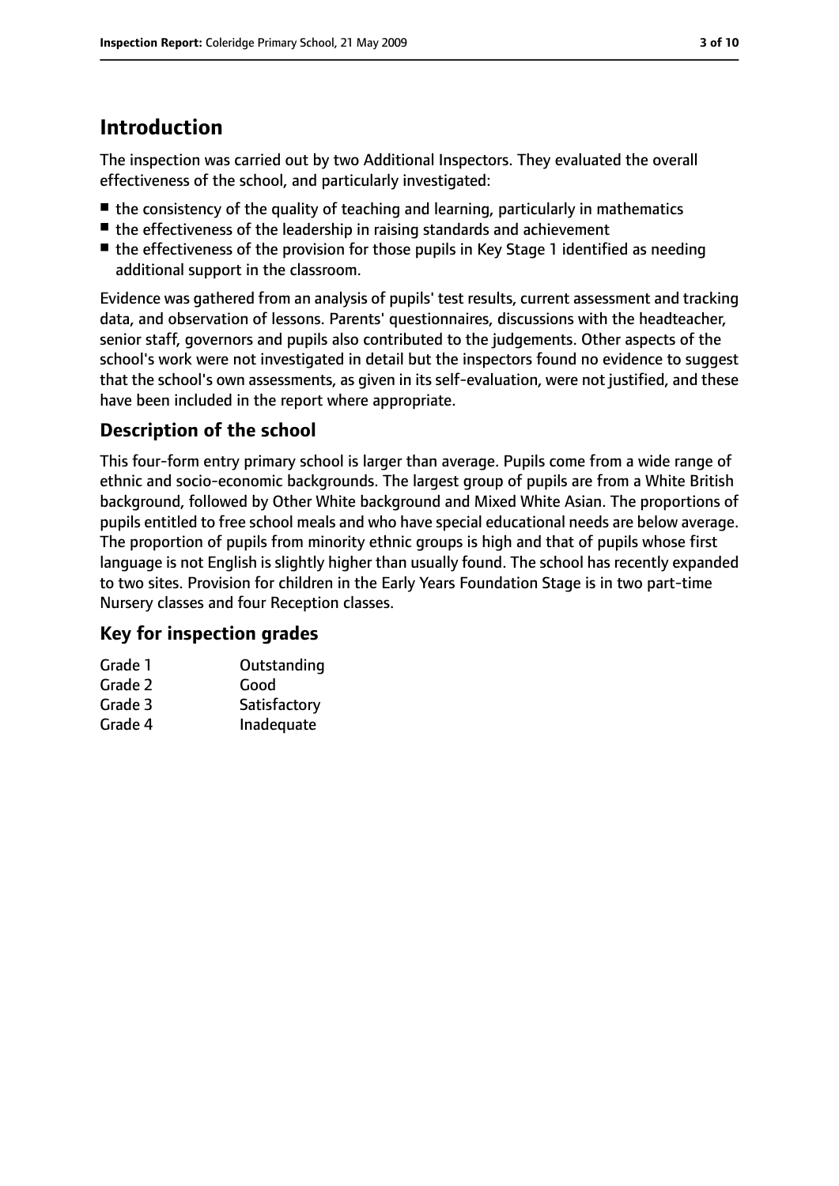## Introduction

The inspection was carried out by two Additional Inspectors. They evaluated the overall effectiveness of the school, and particularly investigated:

- the consistency of the quality of teaching and learning, particularly in mathematics
- the effectiveness of the leadership in raising standards and achievement
- the effectiveness of the provision for those pupils in Key Stage 1 identified as needing additional support in the classroom.

Evidence was gathered from an analysis of pupils' test results, current assessment and tracking data, and observation of lessons. Parents' questionnaires, discussions with the headteacher, senior staff, governors and pupils also contributed to the judgements. Other aspects of the school's work were not investigated in detail but the inspectors found no evidence to suggest that the school's own assessments, as given in its self-evaluation, were not justified, and these have been included in the report where appropriate.

### Description of the school

This four-form entry primary school is larger than average. Pupils come from a wide range of ethnic and socio-economic backgrounds. The largest group of pupils are from a White British background, followed by Other White background and Mixed White Asian. The proportions of pupils entitled to free school meals and who have special educational needs are below average. The proportion of pupils from minority ethnic groups is high and that of pupils whose first language is not English is slightly higher than usually found. The school has recently expanded to two sites. Provision for children in the Early Years Foundation Stage is in two part-time Nursery classes and four Reception classes.

### Key for inspection grades

| | |
|---|---|
| Grade 1 | Outstanding |
| Grade 2 | Good |
| Grade 3 | Satisfactory |
| Grade 4 | Inadequate |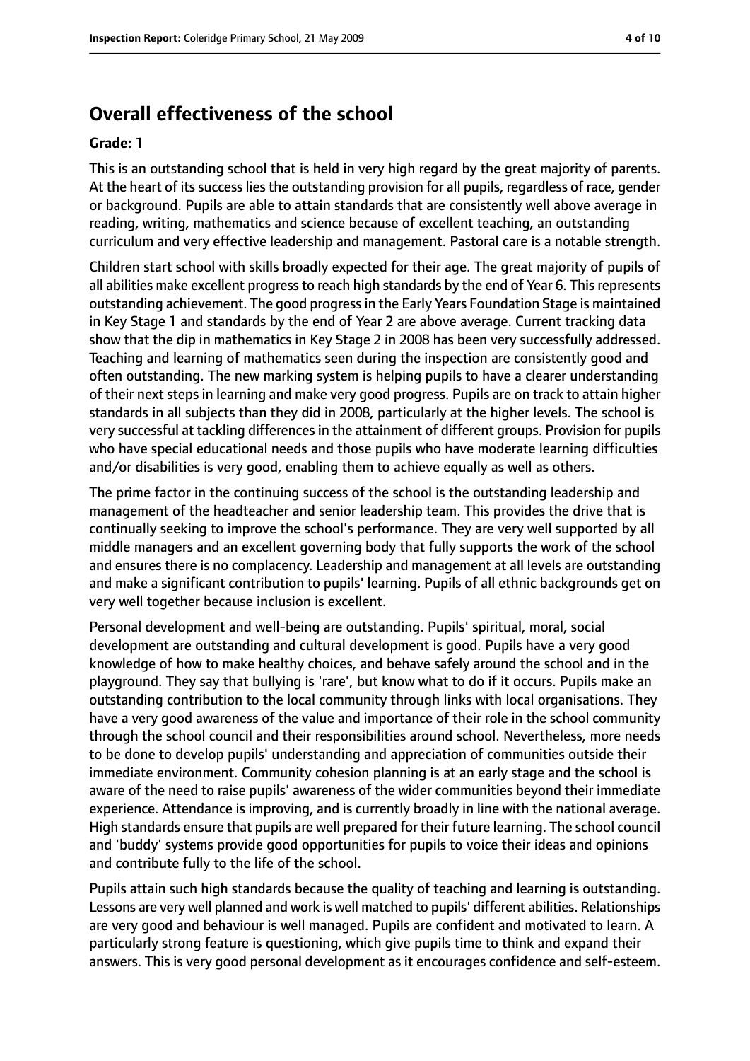## Overall effectiveness of the school

**Grade: 1**

This is an outstanding school that is held in very high regard by the great majority of parents. At the heart of its success lies the outstanding provision for all pupils, regardless of race, gender or background. Pupils are able to attain standards that are consistently well above average in reading, writing, mathematics and science because of excellent teaching, an outstanding curriculum and very effective leadership and management. Pastoral care is a notable strength.

Children start school with skills broadly expected for their age. The great majority of pupils of all abilities make excellent progress to reach high standards by the end of Year 6. This represents outstanding achievement. The good progress in the Early Years Foundation Stage is maintained in Key Stage 1 and standards by the end of Year 2 are above average. Current tracking data show that the dip in mathematics in Key Stage 2 in 2008 has been very successfully addressed. Teaching and learning of mathematics seen during the inspection are consistently good and often outstanding. The new marking system is helping pupils to have a clearer understanding of their next steps in learning and make very good progress. Pupils are on track to attain higher standards in all subjects than they did in 2008, particularly at the higher levels. The school is very successful at tackling differences in the attainment of different groups. Provision for pupils who have special educational needs and those pupils who have moderate learning difficulties and/or disabilities is very good, enabling them to achieve equally as well as others.

The prime factor in the continuing success of the school is the outstanding leadership and management of the headteacher and senior leadership team. This provides the drive that is continually seeking to improve the school's performance. They are very well supported by all middle managers and an excellent governing body that fully supports the work of the school and ensures there is no complacency. Leadership and management at all levels are outstanding and make a significant contribution to pupils' learning. Pupils of all ethnic backgrounds get on very well together because inclusion is excellent.

Personal development and well-being are outstanding. Pupils' spiritual, moral, social development are outstanding and cultural development is good. Pupils have a very good knowledge of how to make healthy choices, and behave safely around the school and in the playground. They say that bullying is 'rare', but know what to do if it occurs. Pupils make an outstanding contribution to the local community through links with local organisations. They have a very good awareness of the value and importance of their role in the school community through the school council and their responsibilities around school. Nevertheless, more needs to be done to develop pupils' understanding and appreciation of communities outside their immediate environment. Community cohesion planning is at an early stage and the school is aware of the need to raise pupils' awareness of the wider communities beyond their immediate experience. Attendance is improving, and is currently broadly in line with the national average. High standards ensure that pupils are well prepared for their future learning. The school council and 'buddy' systems provide good opportunities for pupils to voice their ideas and opinions and contribute fully to the life of the school.

Pupils attain such high standards because the quality of teaching and learning is outstanding. Lessons are very well planned and work is well matched to pupils' different abilities. Relationships are very good and behaviour is well managed. Pupils are confident and motivated to learn. A particularly strong feature is questioning, which give pupils time to think and expand their answers. This is very good personal development as it encourages confidence and self-esteem.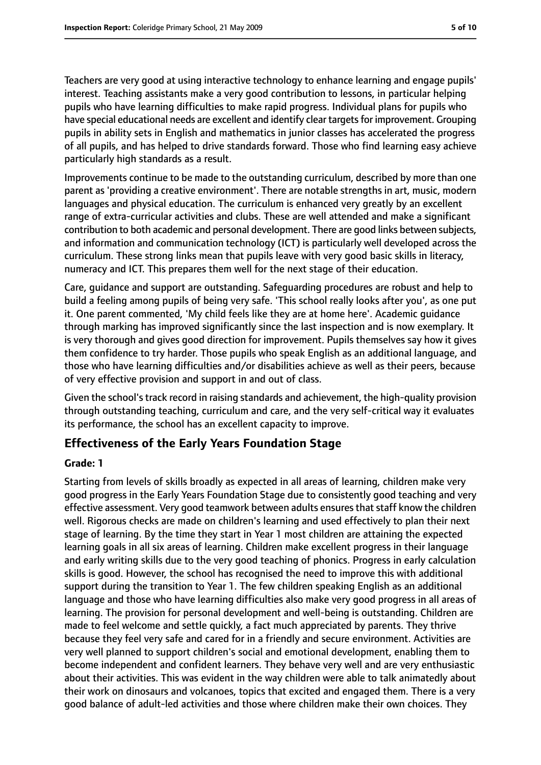Teachers are very good at using interactive technology to enhance learning and engage pupils' interest. Teaching assistants make a very good contribution to lessons, in particular helping pupils who have learning difficulties to make rapid progress. Individual plans for pupils who have special educational needs are excellent and identify clear targets for improvement. Grouping pupils in ability sets in English and mathematics in junior classes has accelerated the progress of all pupils, and has helped to drive standards forward. Those who find learning easy achieve particularly high standards as a result.

Improvements continue to be made to the outstanding curriculum, described by more than one parent as 'providing a creative environment'. There are notable strengths in art, music, modern languages and physical education. The curriculum is enhanced very greatly by an excellent range of extra-curricular activities and clubs. These are well attended and make a significant contribution to both academic and personal development. There are good links between subjects, and information and communication technology (ICT) is particularly well developed across the curriculum. These strong links mean that pupils leave with very good basic skills in literacy, numeracy and ICT. This prepares them well for the next stage of their education.

Care, guidance and support are outstanding. Safeguarding procedures are robust and help to build a feeling among pupils of being very safe. 'This school really looks after you', as one put it. One parent commented, 'My child feels like they are at home here'. Academic guidance through marking has improved significantly since the last inspection and is now exemplary. It is very thorough and gives good direction for improvement. Pupils themselves say how it gives them confidence to try harder. Those pupils who speak English as an additional language, and those who have learning difficulties and/or disabilities achieve as well as their peers, because of very effective provision and support in and out of class.

Given the school's track record in raising standards and achievement, the high-quality provision through outstanding teaching, curriculum and care, and the very self-critical way it evaluates its performance, the school has an excellent capacity to improve.

## Effectiveness of the Early Years Foundation Stage

**Grade: 1**

Starting from levels of skills broadly as expected in all areas of learning, children make very good progress in the Early Years Foundation Stage due to consistently good teaching and very effective assessment. Very good teamwork between adults ensures that staff know the children well. Rigorous checks are made on children's learning and used effectively to plan their next stage of learning. By the time they start in Year 1 most children are attaining the expected learning goals in all six areas of learning. Children make excellent progress in their language and early writing skills due to the very good teaching of phonics. Progress in early calculation skills is good. However, the school has recognised the need to improve this with additional support during the transition to Year 1. The few children speaking English as an additional language and those who have learning difficulties also make very good progress in all areas of learning. The provision for personal development and well-being is outstanding. Children are made to feel welcome and settle quickly, a fact much appreciated by parents. They thrive because they feel very safe and cared for in a friendly and secure environment. Activities are very well planned to support children's social and emotional development, enabling them to become independent and confident learners. They behave very well and are very enthusiastic about their activities. This was evident in the way children were able to talk animatedly about their work on dinosaurs and volcanoes, topics that excited and engaged them. There is a very good balance of adult-led activities and those where children make their own choices. They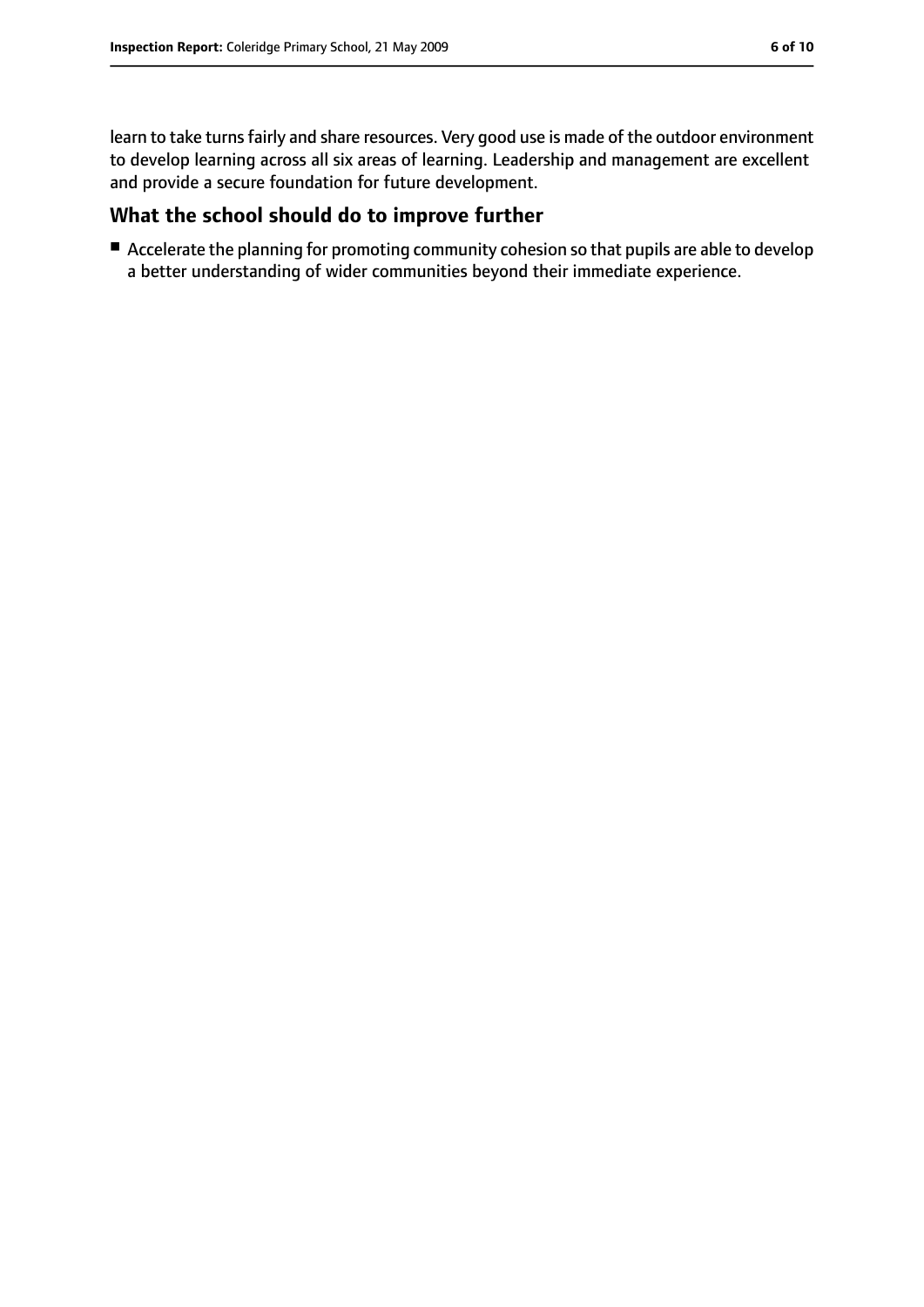learn to take turns fairly and share resources. Very good use is made of the outdoor environment to develop learning across all six areas of learning. Leadership and management are excellent and provide a secure foundation for future development.

## What the school should do to improve further

- Accelerate the planning for promoting community cohesion so that pupils are able to develop a better understanding of wider communities beyond their immediate experience.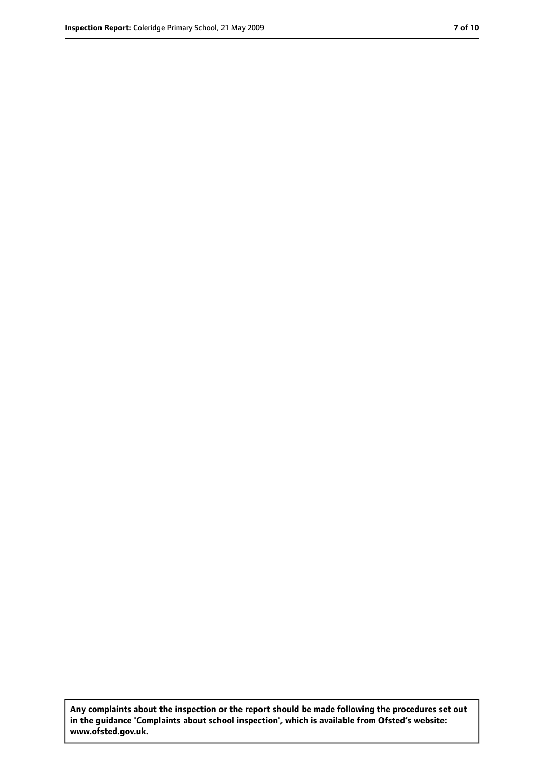**Any complaints about the inspection or the report should be made following the procedures set out in the guidance 'Complaints about school inspection', which is available from Ofsted's website: www.ofsted.gov.uk.**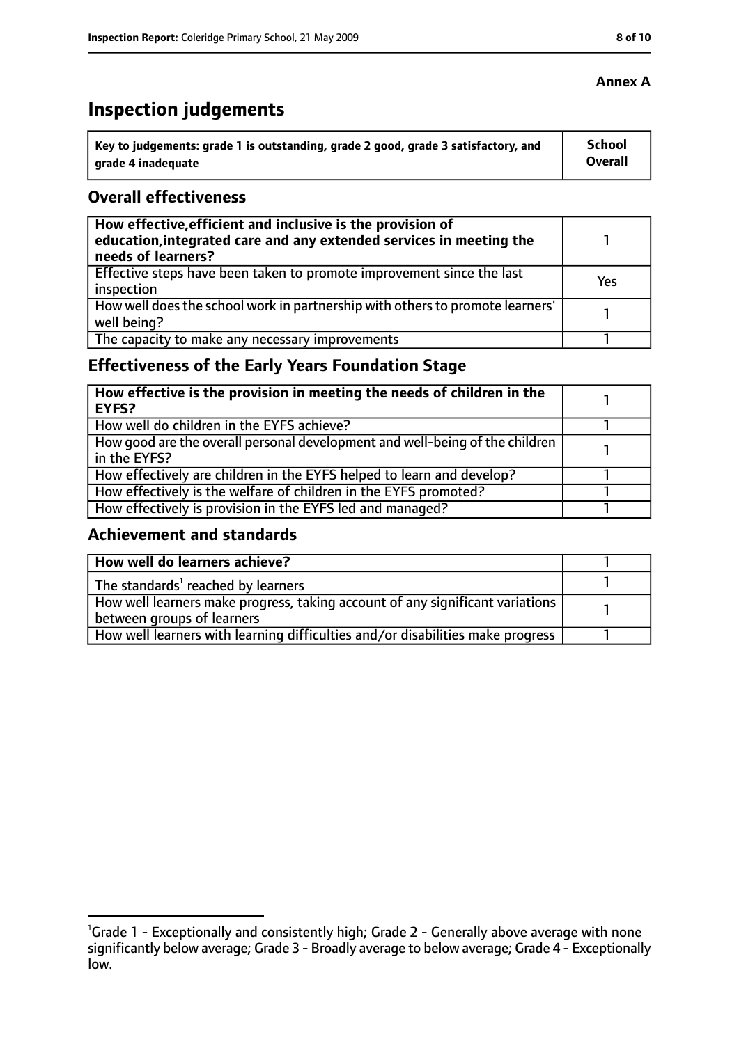**Annex A**

# Inspection judgements

| Key to judgements: grade 1 is outstanding, grade 2 good, grade 3 satisfactory, and grade 4 inadequate | School Overall |
|---|---|

## Overall effectiveness

| | |
|---|---|
| **How effective, efficient and inclusive is the provision of education, integrated care and any extended services in meeting the needs of learners?** | 1 |
| Effective steps have been taken to promote improvement since the last inspection | Yes |
| How well does the school work in partnership with others to promote learners' well being? | 1 |
| The capacity to make any necessary improvements | 1 |

## Effectiveness of the Early Years Foundation Stage

| | |
|---|---|
| **How effective is the provision in meeting the needs of children in the EYFS?** | 1 |
| How well do children in the EYFS achieve? | 1 |
| How good are the overall personal development and well-being of the children in the EYFS? | 1 |
| How effectively are children in the EYFS helped to learn and develop? | 1 |
| How effectively is the welfare of children in the EYFS promoted? | 1 |
| How effectively is provision in the EYFS led and managed? | 1 |

## Achievement and standards

| | |
|---|---|
| **How well do learners achieve?** | 1 |
| The standards[1] reached by learners | 1 |
| How well learners make progress, taking account of any significant variations between groups of learners | 1 |
| How well learners with learning difficulties and/or disabilities make progress | 1 |

[1] Grade 1 - Exceptionally and consistently high; Grade 2 - Generally above average with none significantly below average; Grade 3 - Broadly average to below average; Grade 4 - Exceptionally low.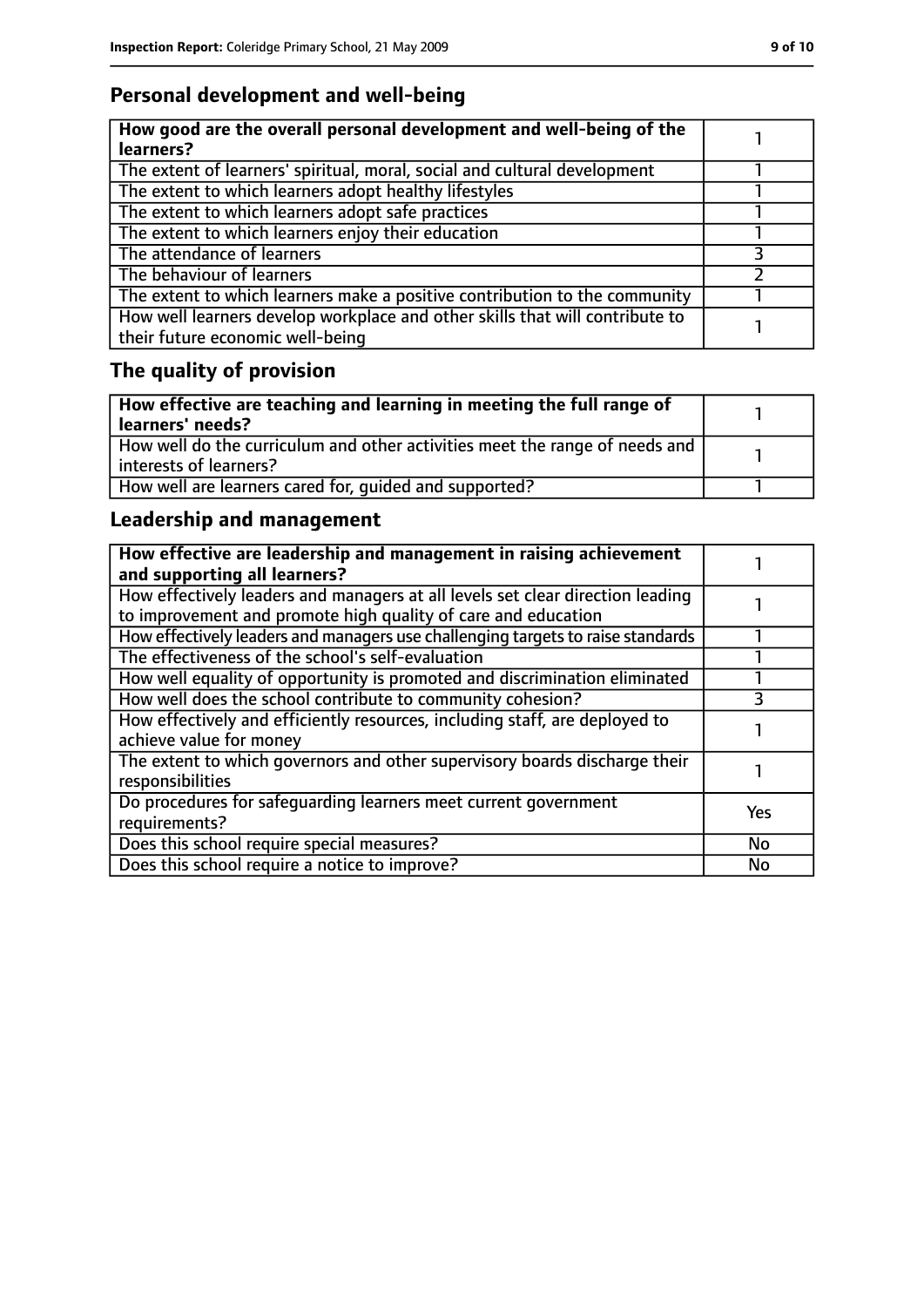## Personal development and well-being

| How good are the overall personal development and well-being of the learners? | 1 |
|---|---|
| The extent of learners' spiritual, moral, social and cultural development | 1 |
| The extent to which learners adopt healthy lifestyles | 1 |
| The extent to which learners adopt safe practices | 1 |
| The extent to which learners enjoy their education | 1 |
| The attendance of learners | 3 |
| The behaviour of learners | 2 |
| The extent to which learners make a positive contribution to the community | 1 |
| How well learners develop workplace and other skills that will contribute to their future economic well-being | 1 |

## The quality of provision

| How effective are teaching and learning in meeting the full range of learners' needs? | 1 |
|---|---|
| How well do the curriculum and other activities meet the range of needs and interests of learners? | 1 |
| How well are learners cared for, guided and supported? | 1 |

## Leadership and management

| How effective are leadership and management in raising achievement and supporting all learners? | 1 |
|---|---|
| How effectively leaders and managers at all levels set clear direction leading to improvement and promote high quality of care and education | 1 |
| How effectively leaders and managers use challenging targets to raise standards | 1 |
| The effectiveness of the school's self-evaluation | 1 |
| How well equality of opportunity is promoted and discrimination eliminated | 1 |
| How well does the school contribute to community cohesion? | 3 |
| How effectively and efficiently resources, including staff, are deployed to achieve value for money | 1 |
| The extent to which governors and other supervisory boards discharge their responsibilities | 1 |
| Do procedures for safeguarding learners meet current government requirements? | Yes |
| Does this school require special measures? | No |
| Does this school require a notice to improve? | No |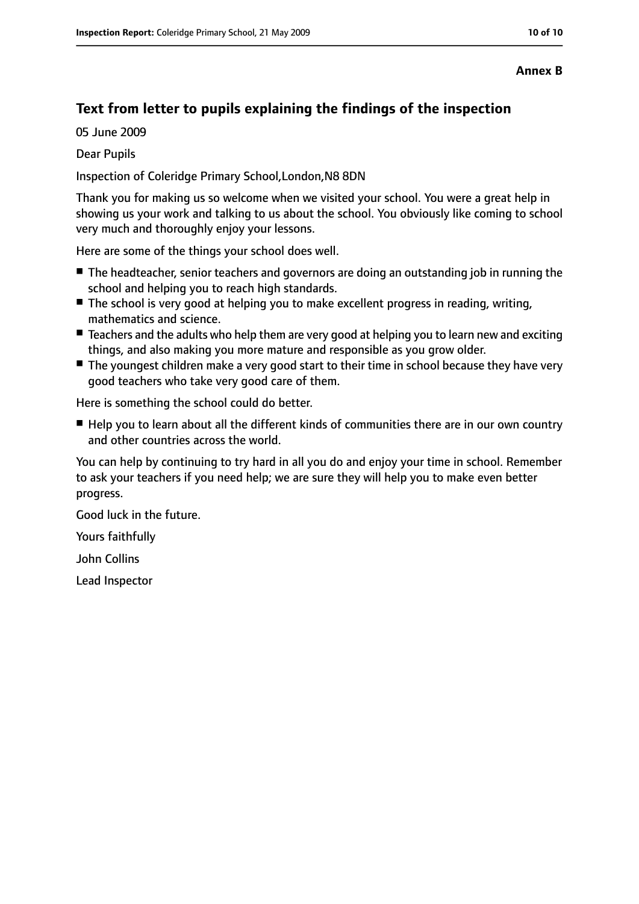**Annex B**

## Text from letter to pupils explaining the findings of the inspection

05 June 2009

Dear Pupils

Inspection of Coleridge Primary School,London,N8 8DN

Thank you for making us so welcome when we visited your school. You were a great help in showing us your work and talking to us about the school. You obviously like coming to school very much and thoroughly enjoy your lessons.

Here are some of the things your school does well.

- The headteacher, senior teachers and governors are doing an outstanding job in running the school and helping you to reach high standards.
- The school is very good at helping you to make excellent progress in reading, writing, mathematics and science.
- Teachers and the adults who help them are very good at helping you to learn new and exciting things, and also making you more mature and responsible as you grow older.
- The youngest children make a very good start to their time in school because they have very good teachers who take very good care of them.

Here is something the school could do better.

- Help you to learn about all the different kinds of communities there are in our own country and other countries across the world.

You can help by continuing to try hard in all you do and enjoy your time in school. Remember to ask your teachers if you need help; we are sure they will help you to make even better progress.

Good luck in the future.

Yours faithfully

John Collins

Lead Inspector